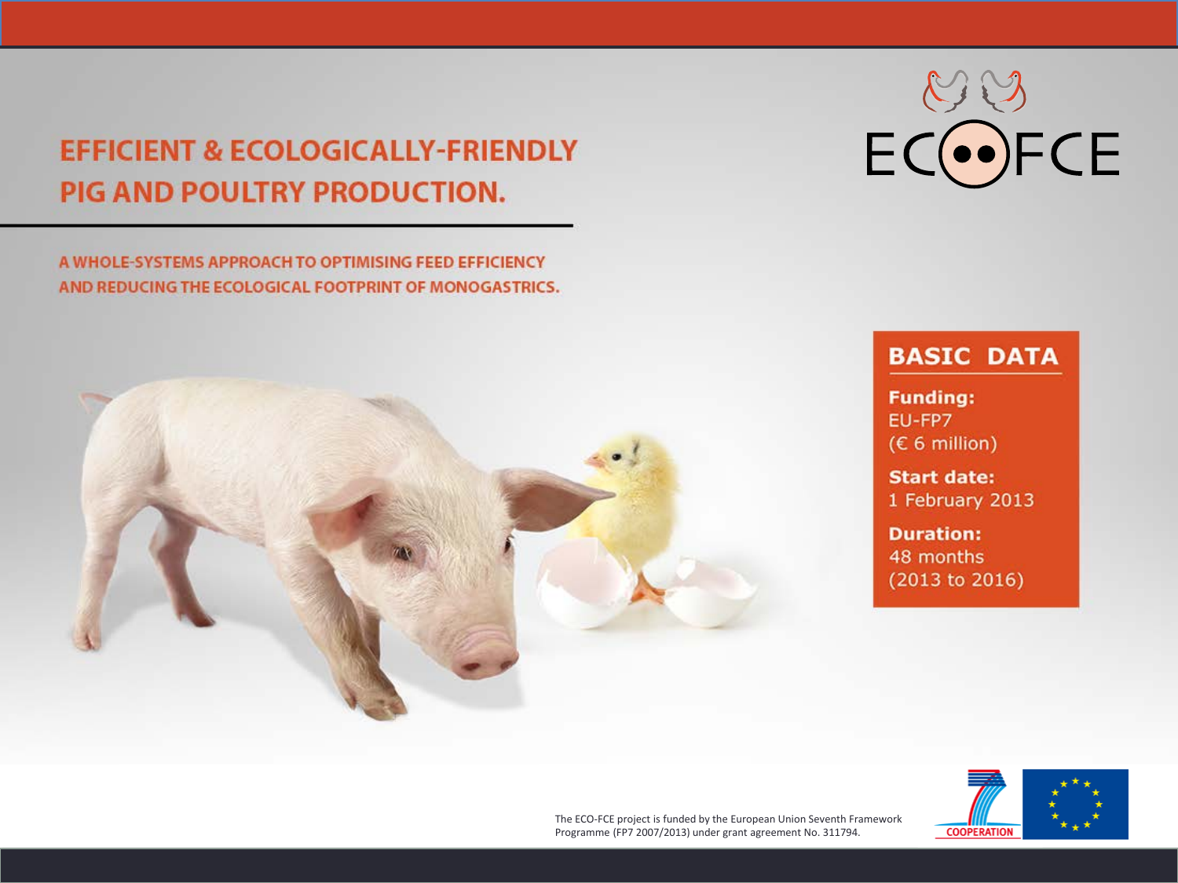# EFFICIENT & ECOLOGICALLY-FRIENDLY PIG AND POULTRY PRODUCTION.

ECO-FCE

A WHOLE-SYSTEMS APPROACH TO OPTIMISING FEED EFFICIENCY AND REDUCING THE ECOLOGICAL FOOTPRINT OF MONOGASTRICS.

## BASIC DATA

**Funding:**
EU-FP7
(€ 6 million)

**Start date:**
1 February 2013

**Duration:**
48 months
(2013 to 2016)

The ECO-FCE project is funded by the European Union Seventh Framework Programme (FP7 2007/2013) under grant agreement No. 311794.

COOPERATION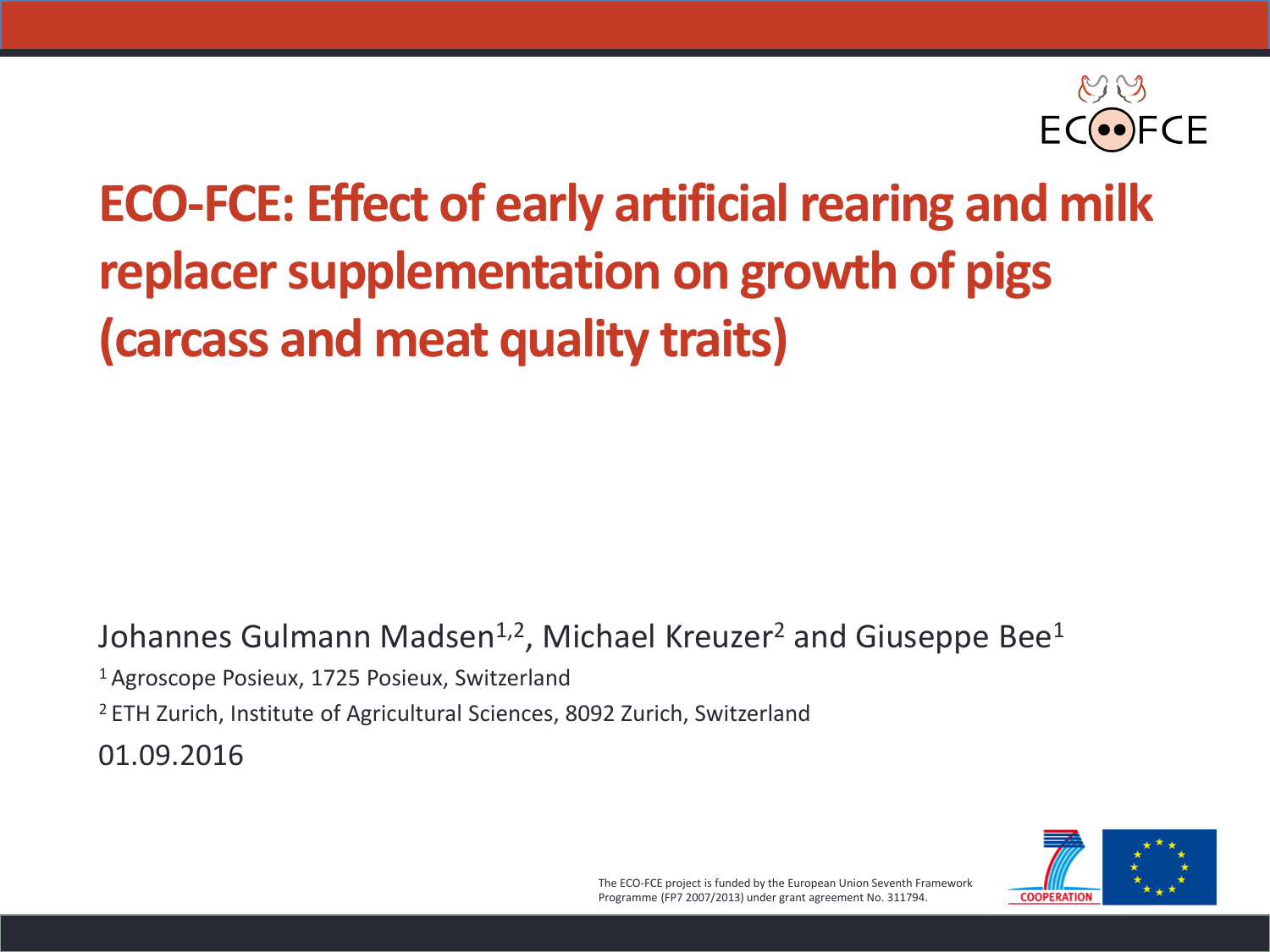# ECO-FCE: Effect of early artificial rearing and milk replacer supplementation on growth of pigs (carcass and meat quality traits)

Johannes Gulmann Madsen[1,2], Michael Kreuzer[2] and Giuseppe Bee[1]

[1] Agroscope Posieux, 1725 Posieux, Switzerland

[2] ETH Zurich, Institute of Agricultural Sciences, 8092 Zurich, Switzerland

01.09.2016

The ECO-FCE project is funded by the European Union Seventh Framework Programme (FP7 2007/2013) under grant agreement No. 311794.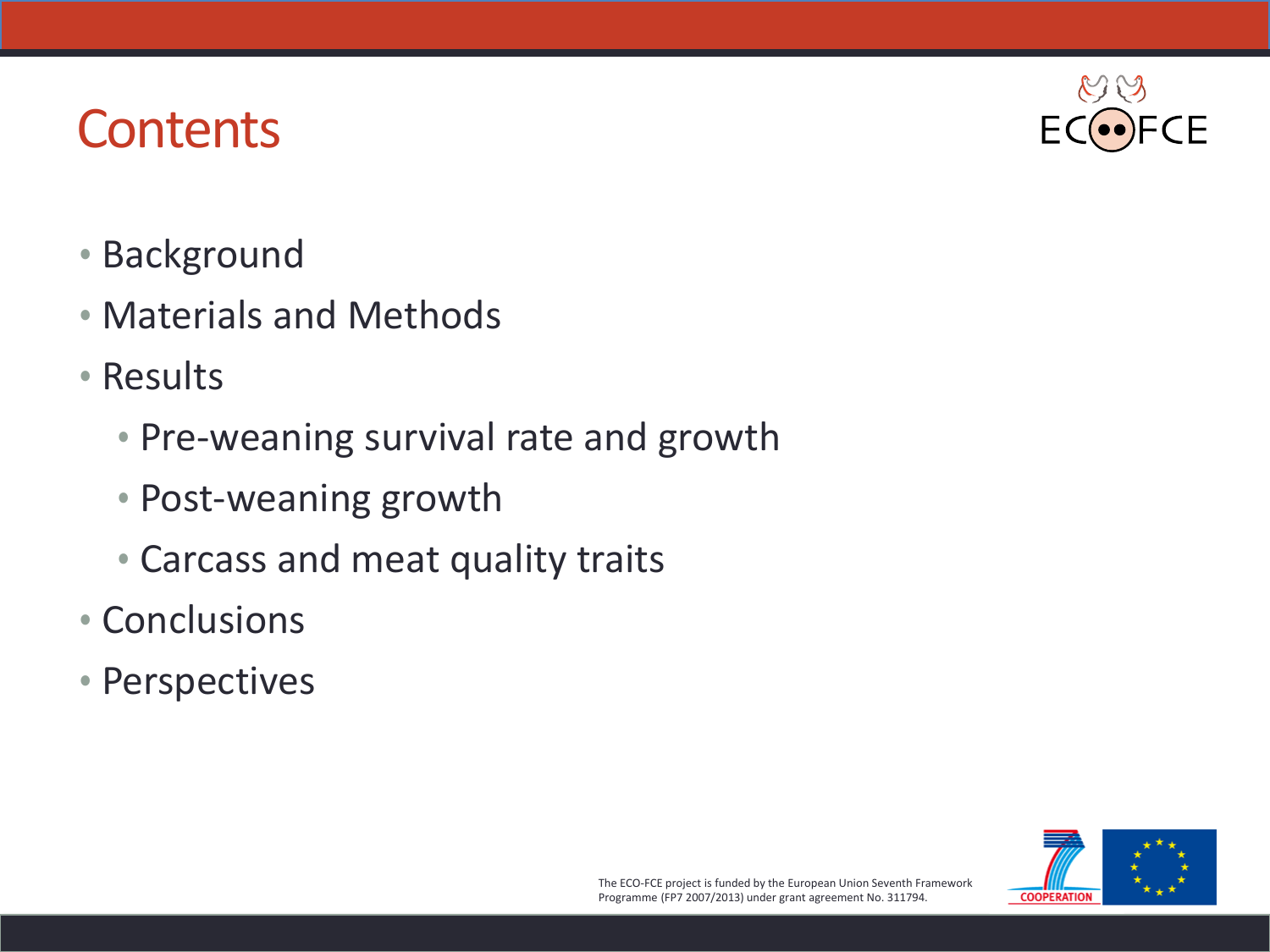# Contents

- Background
- Materials and Methods
- Results
  - Pre-weaning survival rate and growth
  - Post-weaning growth
  - Carcass and meat quality traits
- Conclusions
- Perspectives

The ECO-FCE project is funded by the European Union Seventh Framework Programme (FP7 2007/2013) under grant agreement No. 311794.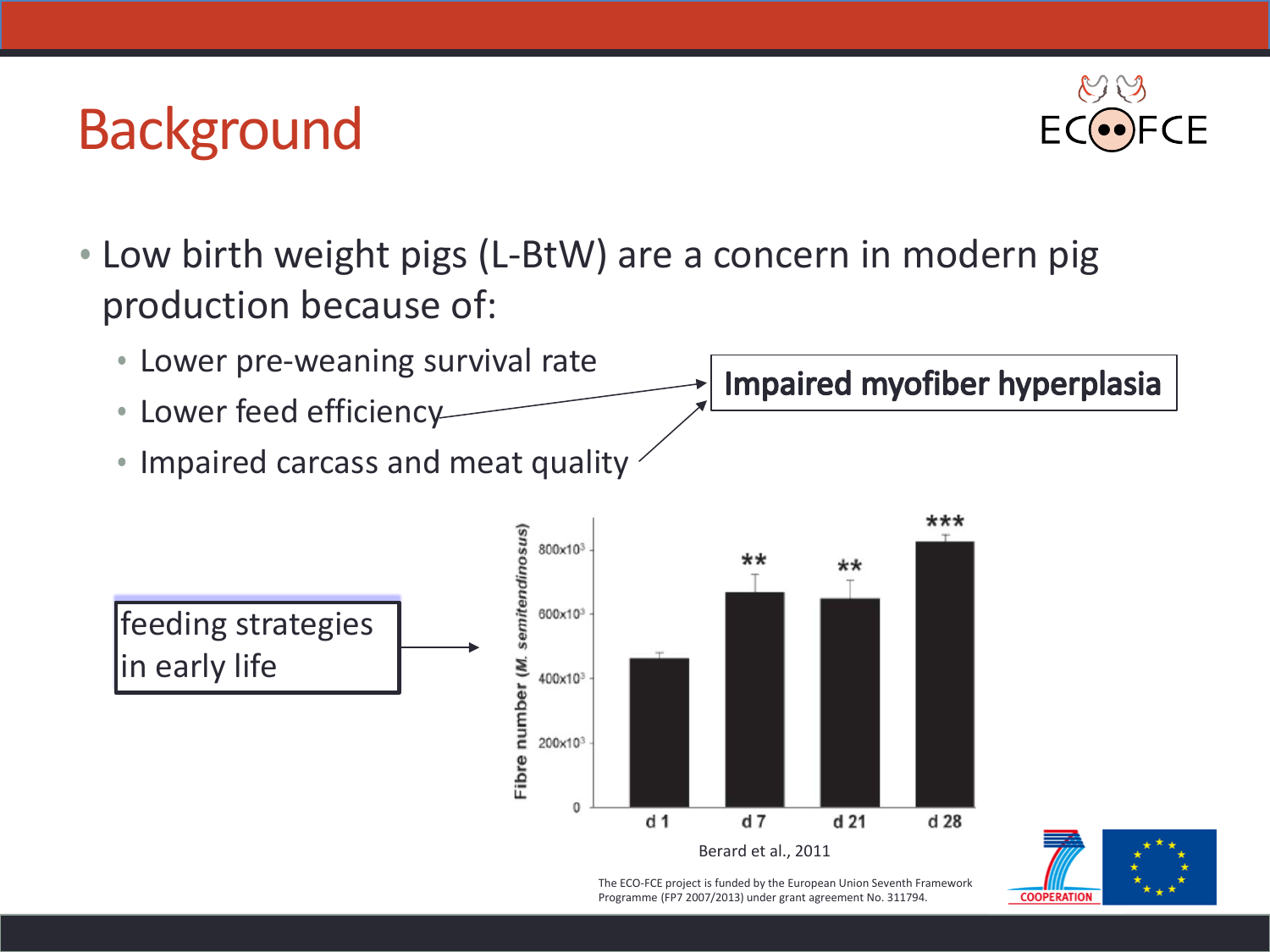# Background

- Low birth weight pigs (L-BtW) are a concern in modern pig production because of:
  - Lower pre-weaning survival rate
  - Lower feed efficiency
  - Impaired carcass and meat quality

**Impaired myofiber hyperplasia**

feeding strategies in early life

Berard et al., 2011

The ECO-FCE project is funded by the European Union Seventh Framework Programme (FP7 2007/2013) under grant agreement No. 311794.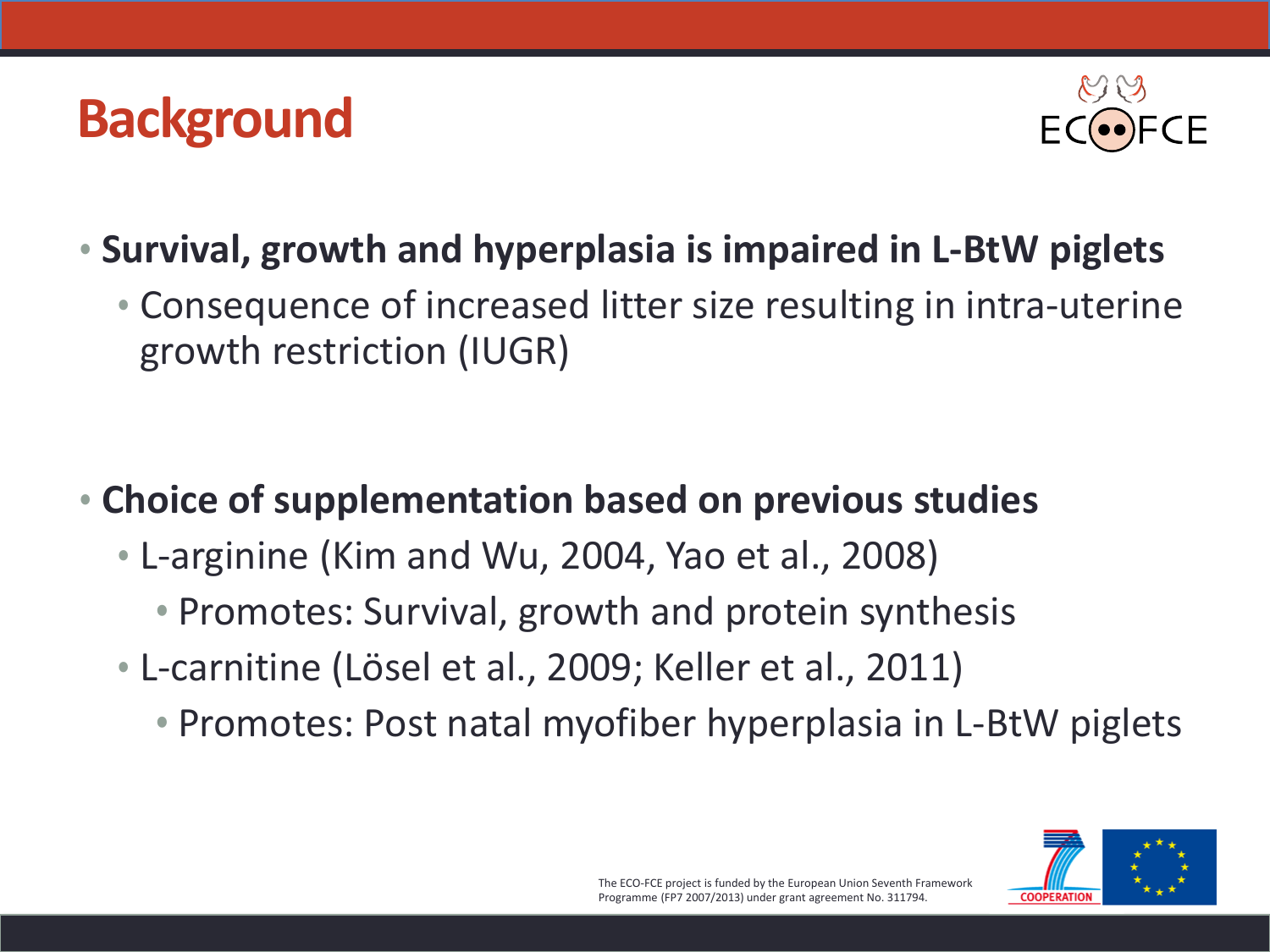# Background

- **Survival, growth and hyperplasia is impaired in L-BtW piglets**
  - Consequence of increased litter size resulting in intra-uterine growth restriction (IUGR)

- **Choice of supplementation based on previous studies**
  - L-arginine (Kim and Wu, 2004, Yao et al., 2008)
    - Promotes: Survival, growth and protein synthesis
  - L-carnitine (Lösel et al., 2009; Keller et al., 2011)
    - Promotes: Post natal myofiber hyperplasia in L-BtW piglets

The ECO-FCE project is funded by the European Union Seventh Framework Programme (FP7 2007/2013) under grant agreement No. 311794.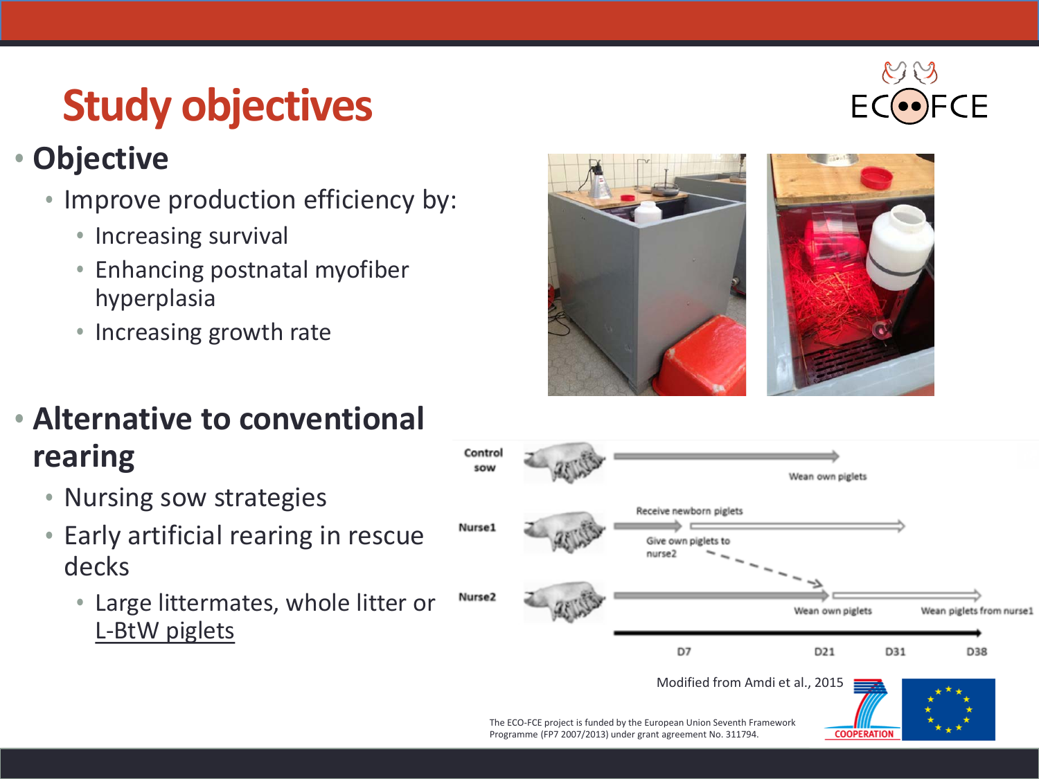# Study objectives

- **Objective**
  - Improve production efficiency by:
    - Increasing survival
    - Enhancing postnatal myofiber hyperplasia
    - Increasing growth rate

- **Alternative to conventional rearing**
  - Nursing sow strategies
  - Early artificial rearing in rescue decks
    - Large littermates, whole litter or L-BtW piglets

Control sow — Wean own piglets

Nurse1 — Receive newborn piglets; Give own piglets to nurse2

Nurse2 — Wean own piglets; Wean piglets from nurse1

D7 D21 D31 D38

Modified from Amdi et al., 2015

The ECO-FCE project is funded by the European Union Seventh Framework Programme (FP7 2007/2013) under grant agreement No. 311794.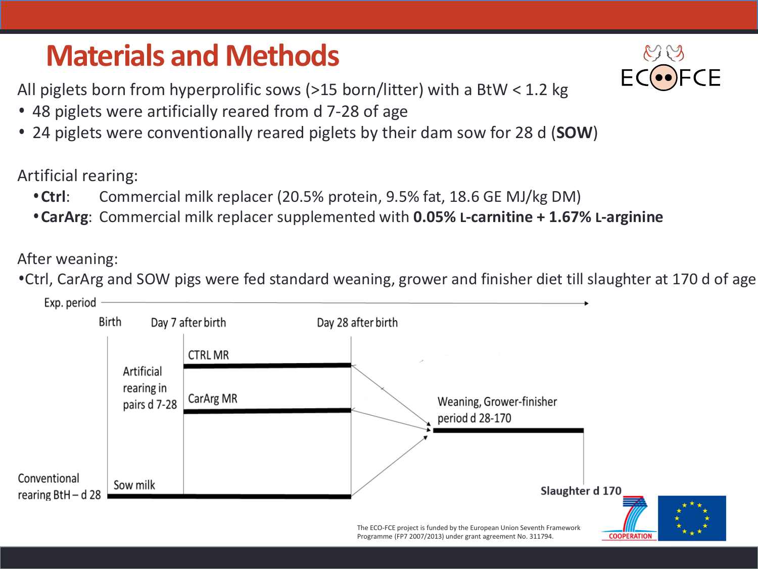# Materials and Methods

All piglets born from hyperprolific sows (>15 born/litter) with a BtW < 1.2 kg

- 48 piglets were artificially reared from d 7-28 of age
- 24 piglets were conventionally reared piglets by their dam sow for 28 d (**SOW**)

Artificial rearing:

- **Ctrl**: Commercial milk replacer (20.5% protein, 9.5% fat, 18.6 GE MJ/kg DM)
- **CarArg**: Commercial milk replacer supplemented with **0.05% L-carnitine + 1.67% L-arginine**

After weaning:

- Ctrl, CarArg and SOW pigs were fed standard weaning, grower and finisher diet till slaughter at 170 d of age

Exp. period

Birth — Day 7 after birth — Day 28 after birth

Artificial rearing in pairs d 7-28: CTRL MR; CarArg MR

Conventional rearing BtH – d 28: Sow milk

Weaning, Grower-finisher period d 28-170

Slaughter d 170

The ECO-FCE project is funded by the European Union Seventh Framework Programme (FP7 2007/2013) under grant agreement No. 311794.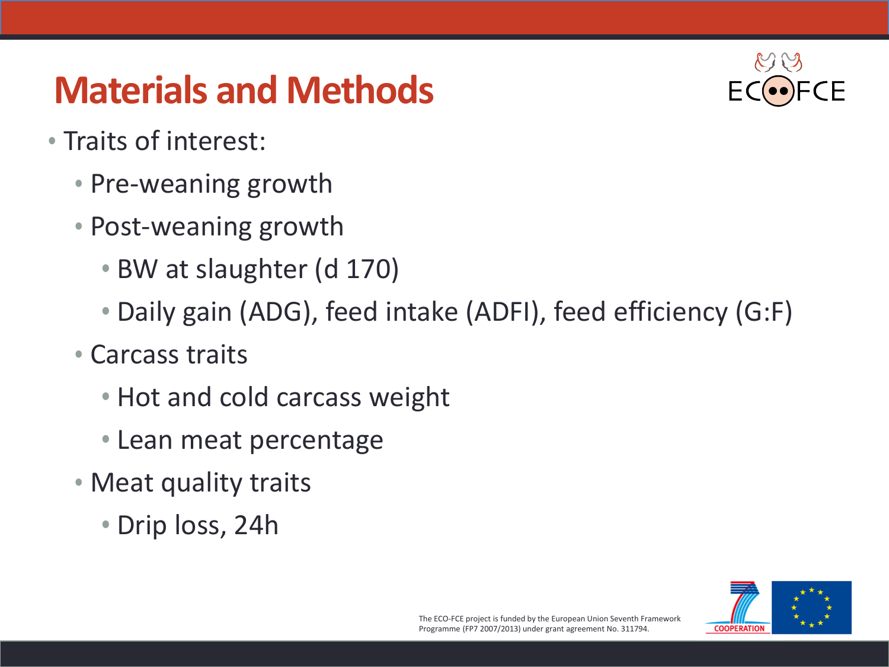# Materials and Methods

- Traits of interest:
  - Pre-weaning growth
  - Post-weaning growth
    - BW at slaughter (d 170)
    - Daily gain (ADG), feed intake (ADFI), feed efficiency (G:F)
  - Carcass traits
    - Hot and cold carcass weight
    - Lean meat percentage
  - Meat quality traits
    - Drip loss, 24h

The ECO-FCE project is funded by the European Union Seventh Framework Programme (FP7 2007/2013) under grant agreement No. 311794.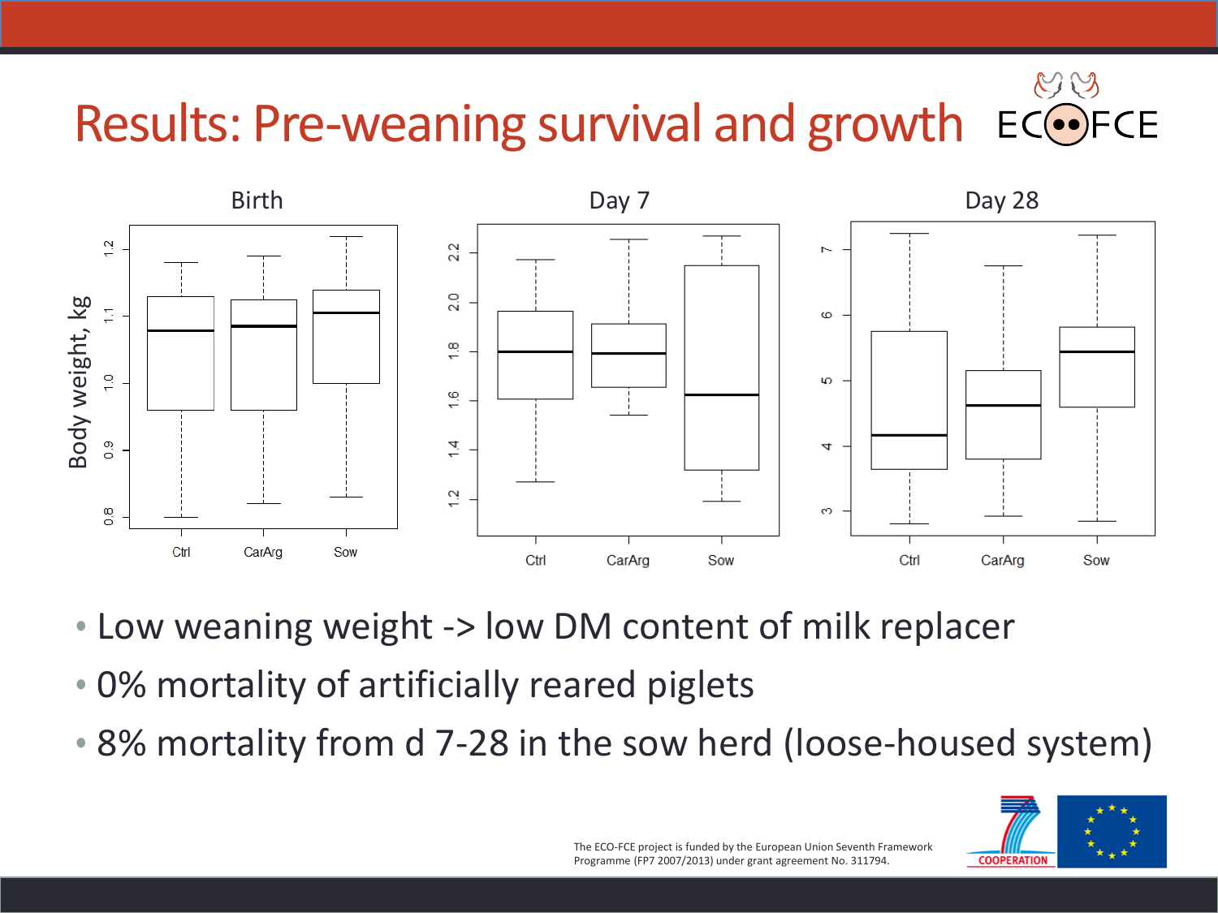# Results: Pre-weaning survival and growth

- Low weaning weight -> low DM content of milk replacer
- 0% mortality of artificially reared piglets
- 8% mortality from d 7-28 in the sow herd (loose-housed system)

The ECO-FCE project is funded by the European Union Seventh Framework Programme (FP7 2007/2013) under grant agreement No. 311794.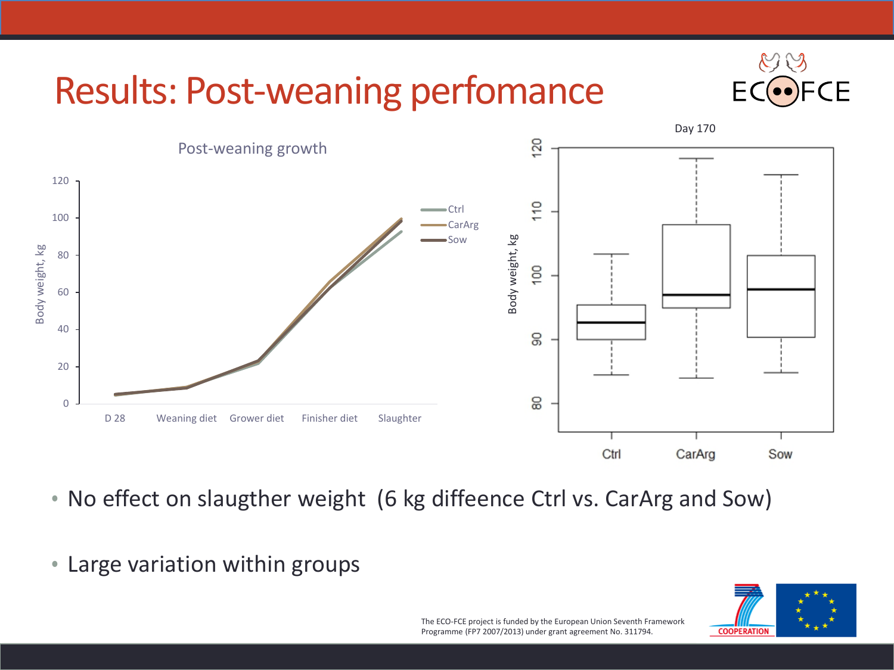# Results: Post-weaning perfomance

Post-weaning growth

Day 170

- No effect on slaugther weight (6 kg diffeence Ctrl vs. CarArg and Sow)
- Large variation within groups

The ECO-FCE project is funded by the European Union Seventh Framework Programme (FP7 2007/2013) under grant agreement No. 311794.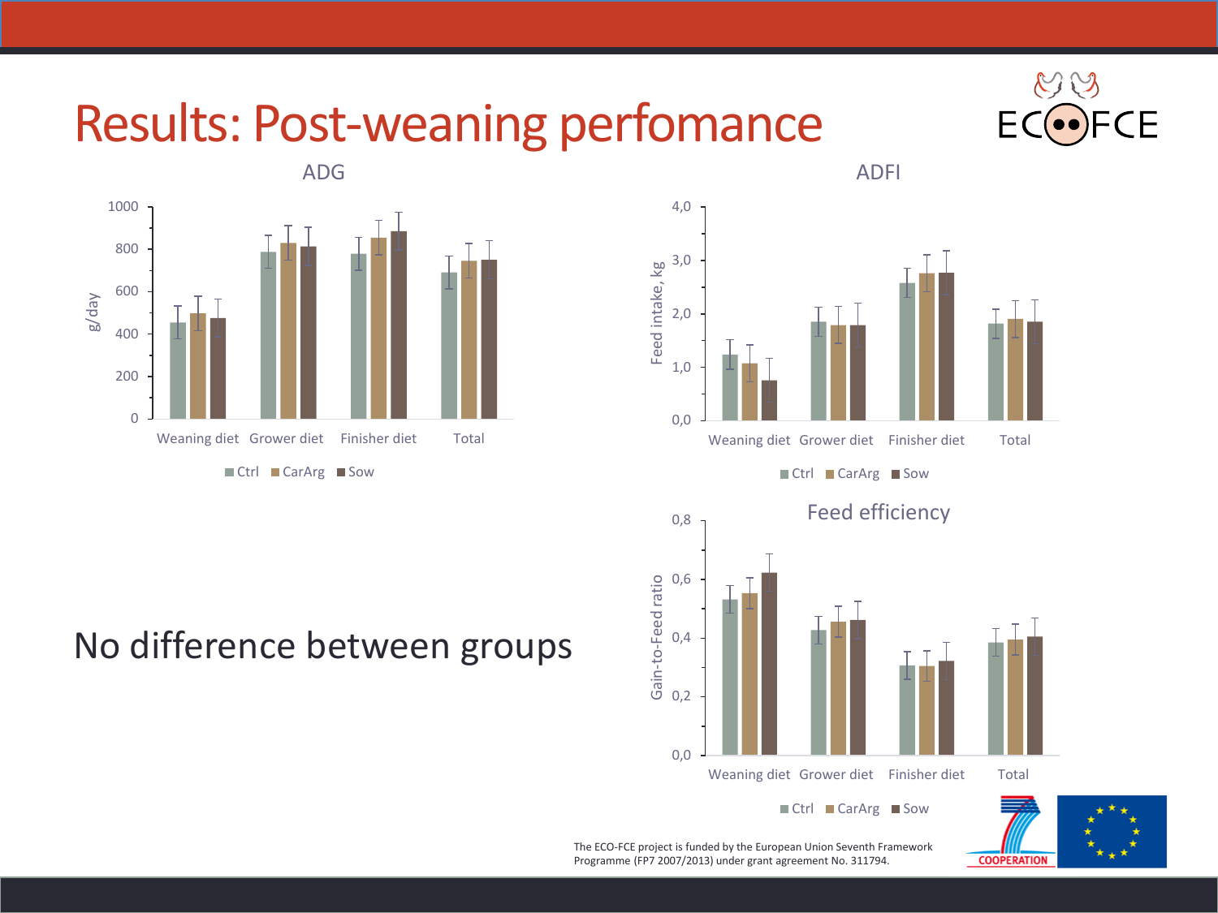# Results: Post-weaning perfomance

ADG

ADFI

Feed efficiency

No difference between groups

The ECO-FCE project is funded by the European Union Seventh Framework Programme (FP7 2007/2013) under grant agreement No. 311794.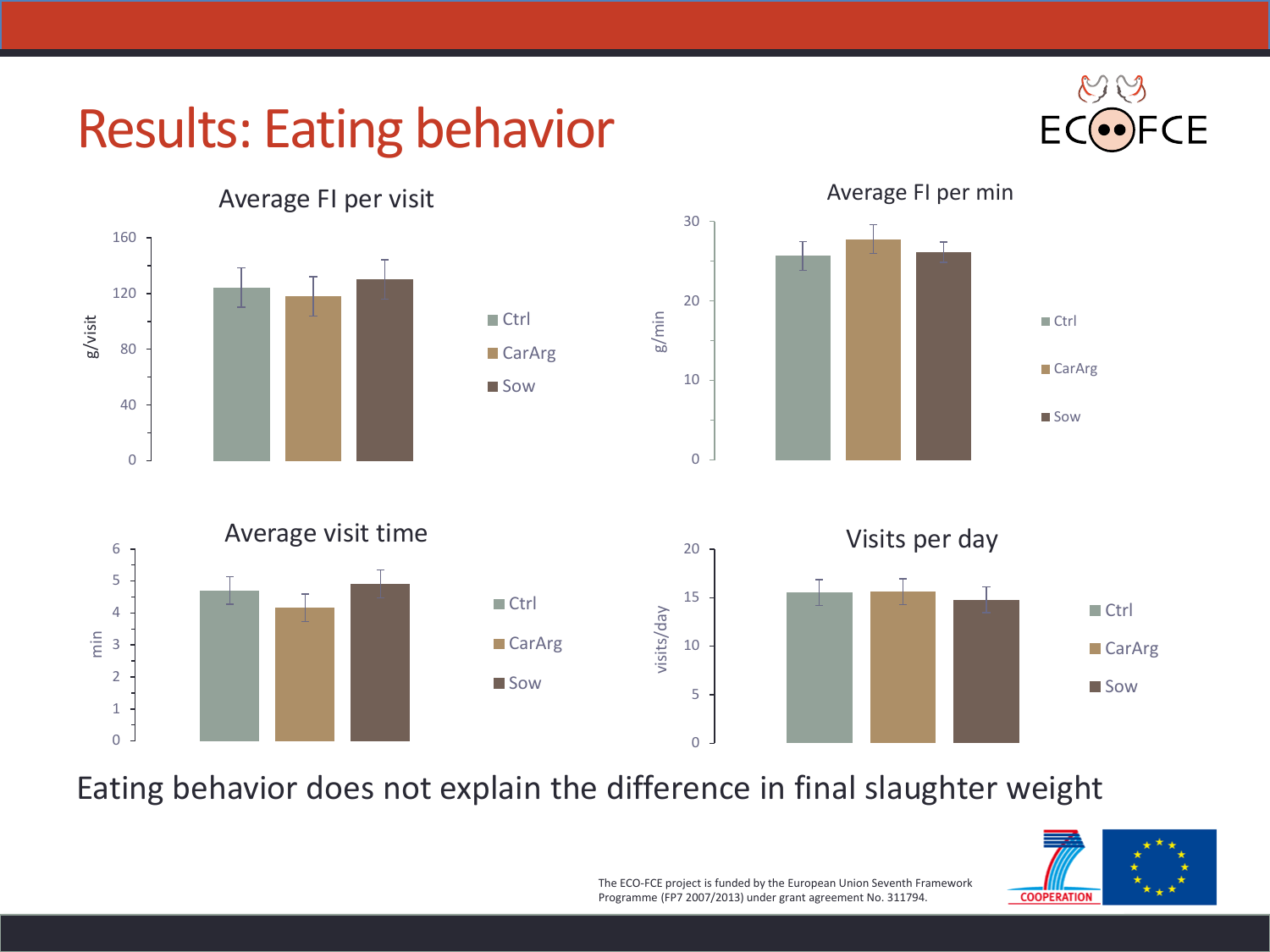# Results: Eating behavior

## Average FI per visit

g/visit

160, 120, 80, 40, 0

Ctrl, CarArg, Sow

## Average FI per min

g/min

30, 20, 10, 0

Ctrl, CarArg, Sow

## Average visit time

min

6, 5, 4, 3, 2, 1, 0

Ctrl, CarArg, Sow

## Visits per day

visits/day

20, 15, 10, 5, 0

Ctrl, CarArg, Sow

Eating behavior does not explain the difference in final slaughter weight

The ECO-FCE project is funded by the European Union Seventh Framework Programme (FP7 2007/2013) under grant agreement No. 311794.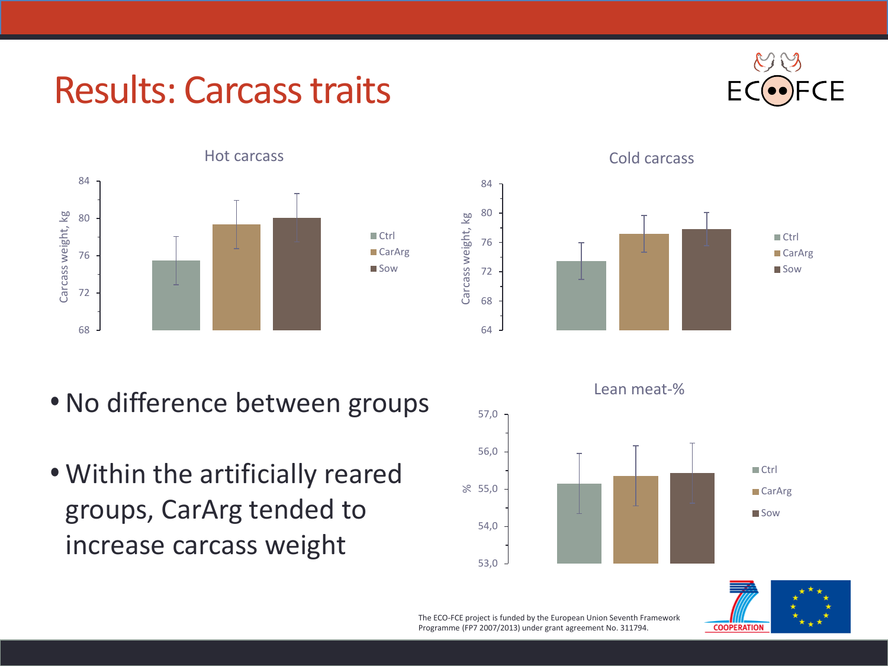# Results: Carcass traits

ECOFCE

**Hot carcass**

Carcass weight, kg

84, 80, 76, 72, 68

Ctrl, CarArg, Sow

**Cold carcass**

Carcass weight, kg

84, 80, 76, 72, 68, 64

Ctrl, CarArg, Sow

- No difference between groups
- Within the artificially reared groups, CarArg tended to increase carcass weight

**Lean meat-%**

%

57,0, 56,0, 55,0, 54,0, 53,0

Ctrl, CarArg, Sow

The ECO-FCE project is funded by the European Union Seventh Framework Programme (FP7 2007/2013) under grant agreement No. 311794.

COOPERATION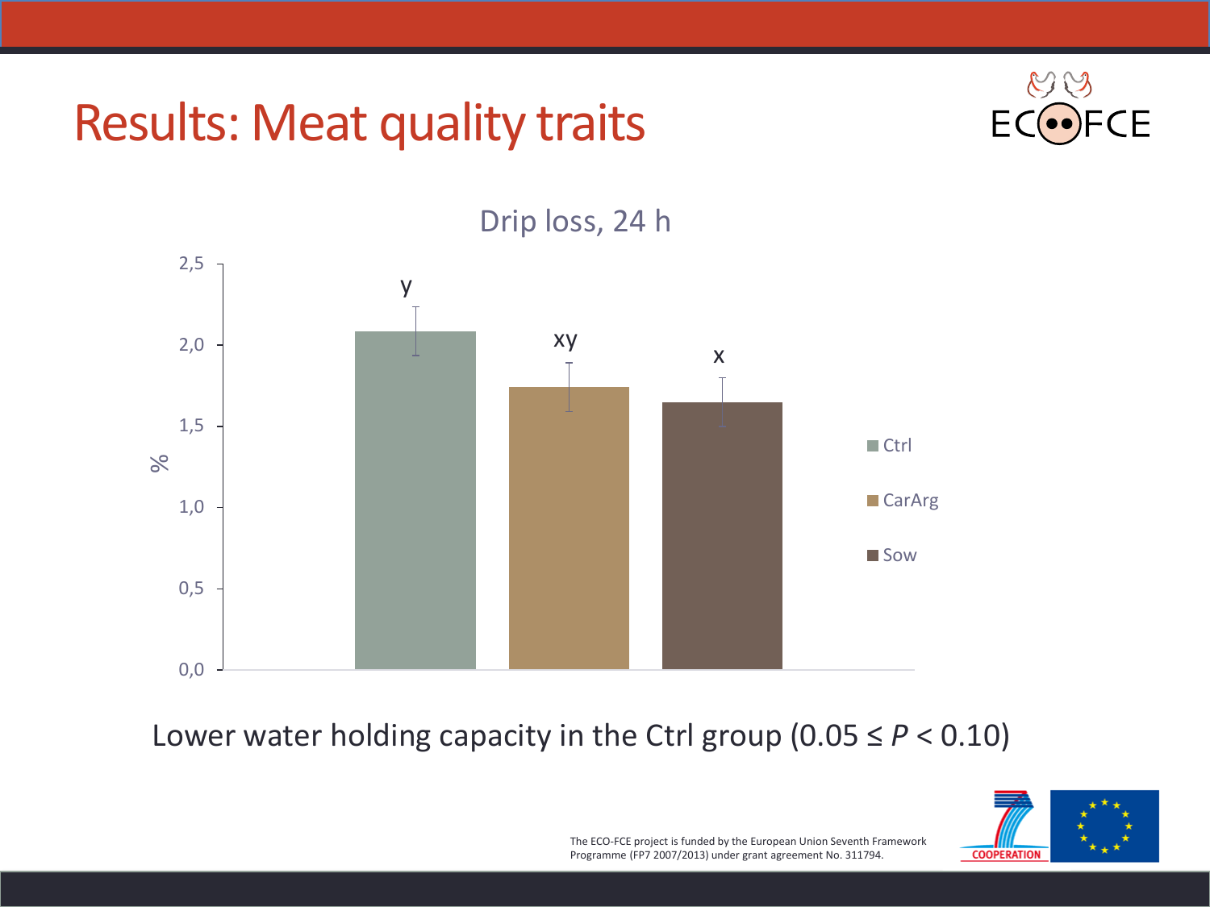# Results: Meat quality traits

Drip loss, 24 h

| Group | Drip loss, 24 h (%) | Significance |
|---|---|---|
| Ctrl | ~2.1 | y |
| CarArg | ~1.75 | xy |
| Sow | ~1.65 | x |

Lower water holding capacity in the Ctrl group ($0.05 \leq P < 0.10$)

The ECO-FCE project is funded by the European Union Seventh Framework Programme (FP7 2007/2013) under grant agreement No. 311794.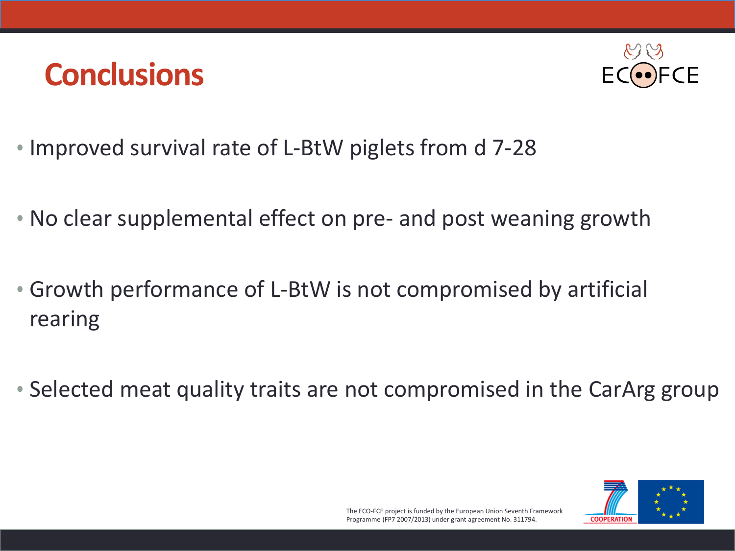# Conclusions

- Improved survival rate of L-BtW piglets from d 7-28
- No clear supplemental effect on pre- and post weaning growth
- Growth performance of L-BtW is not compromised by artificial rearing
- Selected meat quality traits are not compromised in the CarArg group

The ECO-FCE project is funded by the European Union Seventh Framework Programme (FP7 2007/2013) under grant agreement No. 311794.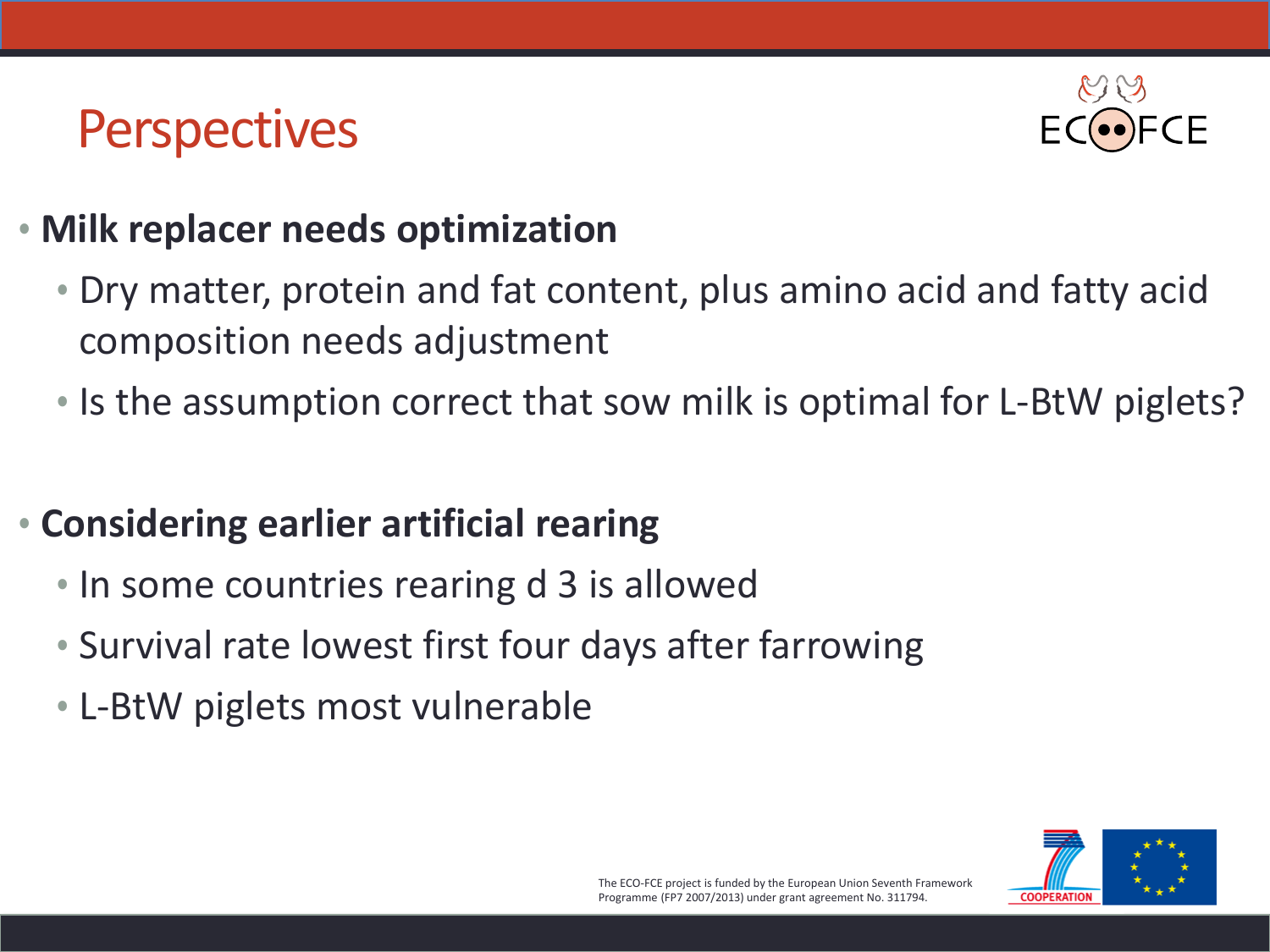# Perspectives

- **Milk replacer needs optimization**
  - Dry matter, protein and fat content, plus amino acid and fatty acid composition needs adjustment
  - Is the assumption correct that sow milk is optimal for L-BtW piglets?

- **Considering earlier artificial rearing**
  - In some countries rearing d 3 is allowed
  - Survival rate lowest first four days after farrowing
  - L-BtW piglets most vulnerable

The ECO-FCE project is funded by the European Union Seventh Framework Programme (FP7 2007/2013) under grant agreement No. 311794.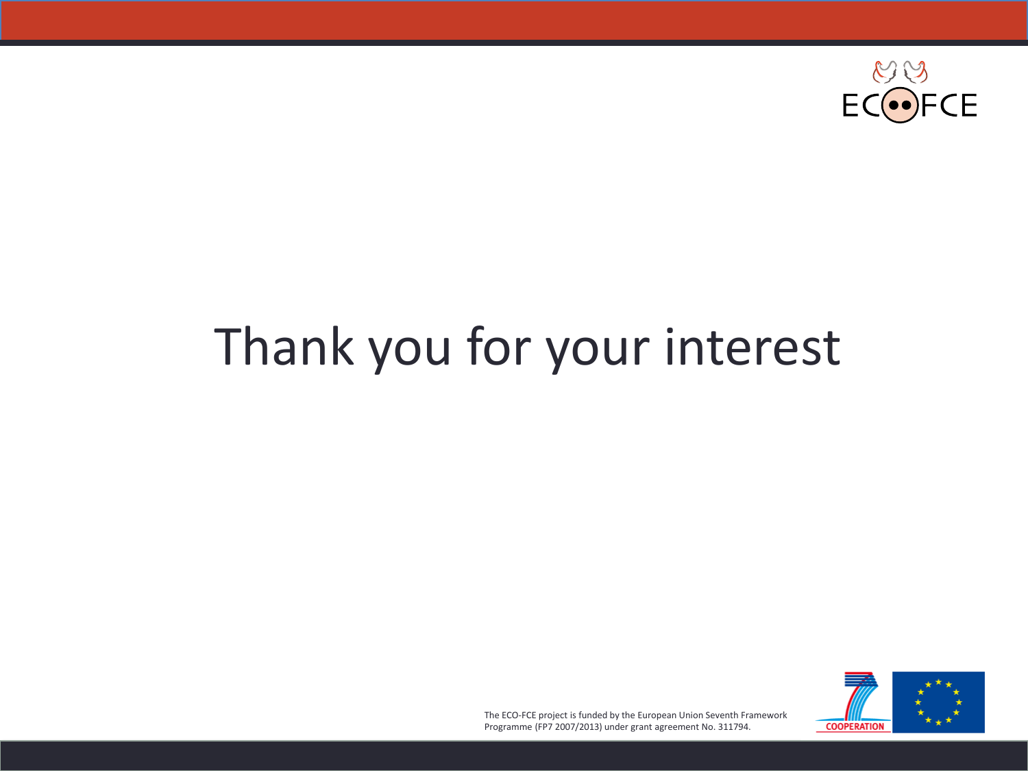# Thank you for your interest

The ECO-FCE project is funded by the European Union Seventh Framework Programme (FP7 2007/2013) under grant agreement No. 311794.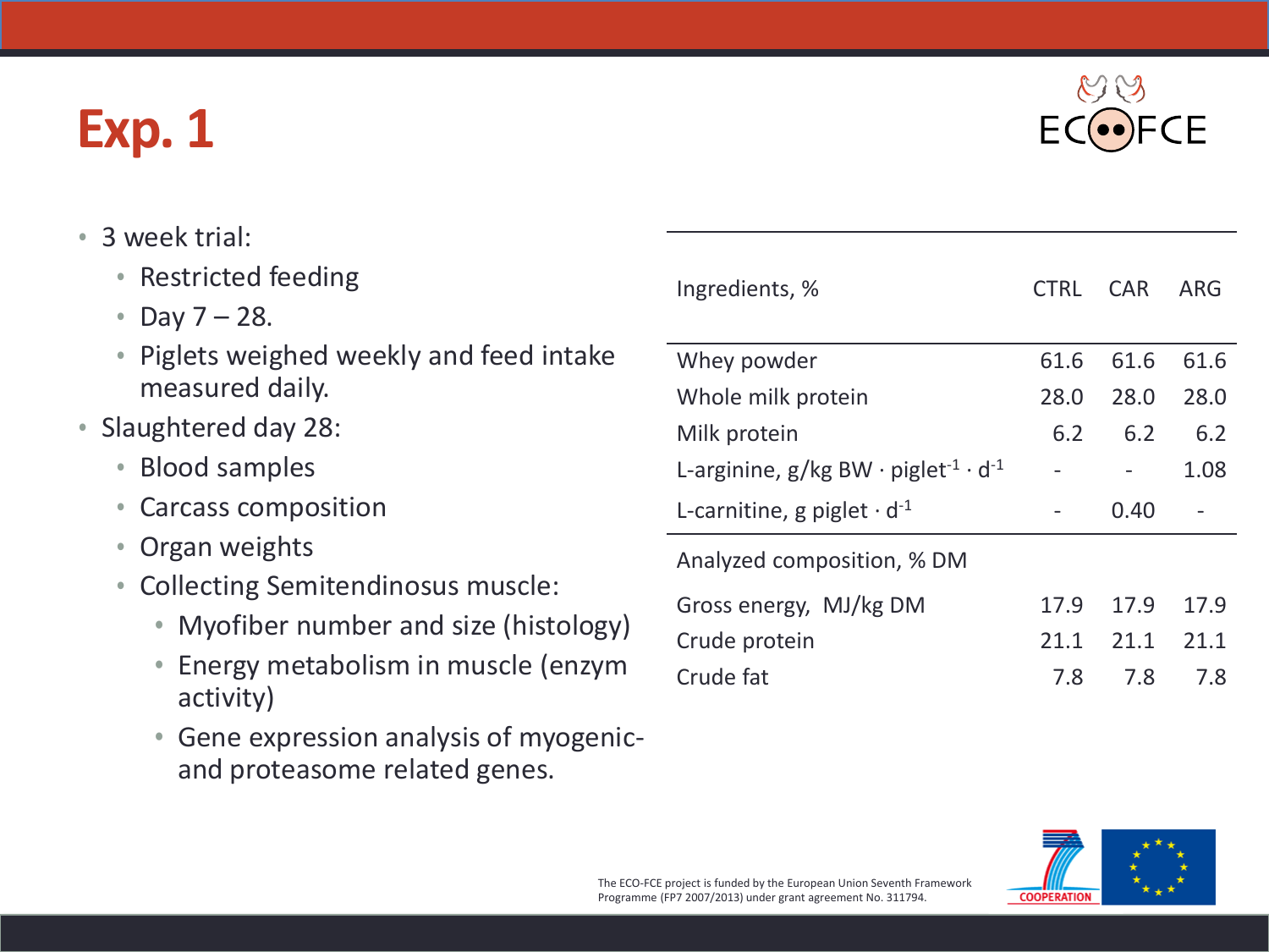# Exp. 1

- 3 week trial:
  - Restricted feeding
  - Day 7 – 28.
  - Piglets weighed weekly and feed intake measured daily.
- Slaughtered day 28:
  - Blood samples
  - Carcass composition
  - Organ weights
  - Collecting Semitendinosus muscle:
    - Myofiber number and size (histology)
    - Energy metabolism in muscle (enzym activity)
    - Gene expression analysis of myogenic- and proteasome related genes.

| Ingredients, % | CTRL | CAR | ARG |
|---|---|---|---|
| Whey powder | 61.6 | 61.6 | 61.6 |
| Whole milk protein | 28.0 | 28.0 | 28.0 |
| Milk protein | 6.2 | 6.2 | 6.2 |
| L-arginine, g/kg BW · $piglet^{-1} \cdot d^{-1}$ | - | - | 1.08 |
| L-carnitine, g piglet · $d^{-1}$ | - | 0.40 | - |
| Analyzed composition, % DM | | | |
| Gross energy, MJ/kg DM | 17.9 | 17.9 | 17.9 |
| Crude protein | 21.1 | 21.1 | 21.1 |
| Crude fat | 7.8 | 7.8 | 7.8 |

The ECO-FCE project is funded by the European Union Seventh Framework Programme (FP7 2007/2013) under grant agreement No. 311794.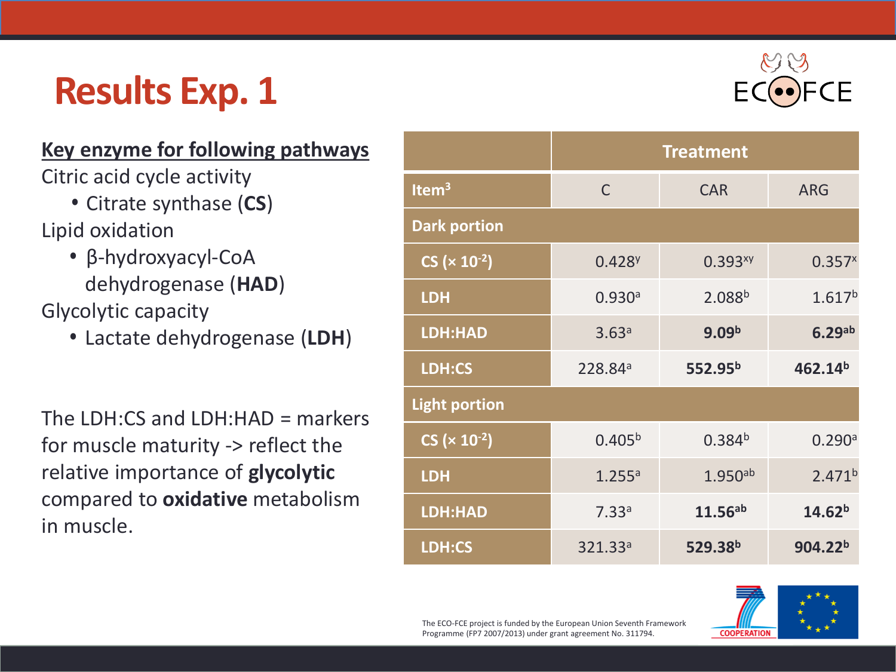# Results Exp. 1

**Key enzyme for following pathways**

Citric acid cycle activity

- Citrate synthase (**CS**)

Lipid oxidation

- β-hydroxyacyl-CoA dehydrogenase (**HAD**)

Glycolytic capacity

- Lactate dehydrogenase (**LDH**)

The LDH:CS and LDH:HAD = markers for muscle maturity -> reflect the relative importance of **glycolytic** compared to **oxidative** metabolism in muscle.

| | Treatment | | |
|---|---|---|---|
| Item[3] | C | CAR | ARG |
| **Dark portion** | | | |
| CS ($\times 10^{-2}$) | 0.428[y] | 0.393[xy] | 0.357[x] |
| LDH | 0.930[a] | 2.088[b] | 1.617[b] |
| LDH:HAD | 3.63[a] | **9.09[b]** | **6.29[ab]** |
| LDH:CS | 228.84[a] | **552.95[b]** | **462.14[b]** |
| **Light portion** | | | |
| CS ($\times 10^{-2}$) | 0.405[b] | 0.384[b] | 0.290[a] |
| LDH | 1.255[a] | 1.950[ab] | 2.471[b] |
| LDH:HAD | 7.33[a] | **11.56[ab]** | **14.62[b]** |
| LDH:CS | 321.33[a] | **529.38[b]** | **904.22[b]** |

The ECO-FCE project is funded by the European Union Seventh Framework Programme (FP7 2007/2013) under grant agreement No. 311794.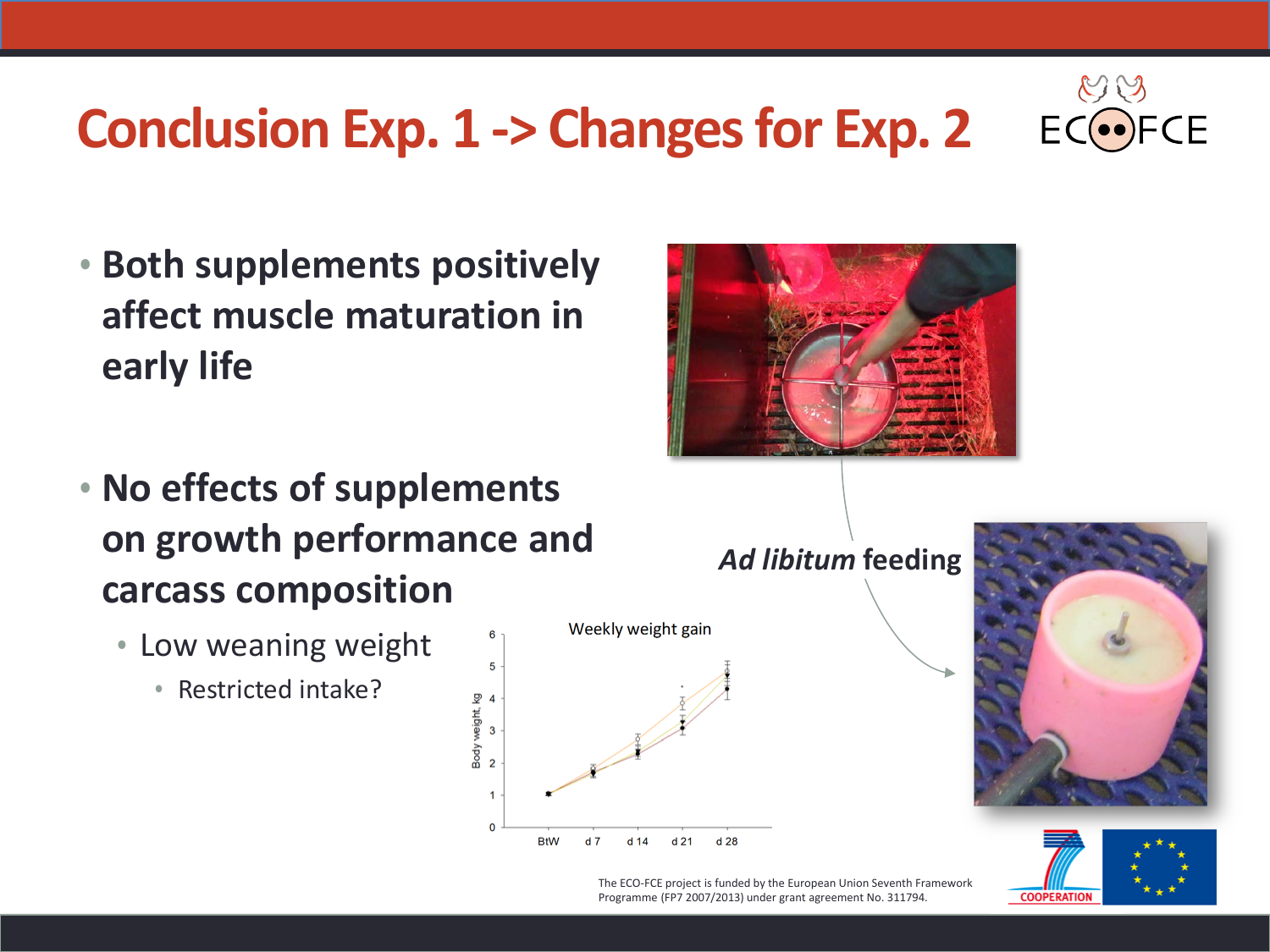# Conclusion Exp. 1 -> Changes for Exp. 2

- **Both supplements positively affect muscle maturation in early life**
- **No effects of supplements on growth performance and carcass composition**
  - Low weaning weight
    - Restricted intake?

*Ad libitum* feeding

Weekly weight gain

The ECO-FCE project is funded by the European Union Seventh Framework Programme (FP7 2007/2013) under grant agreement No. 311794.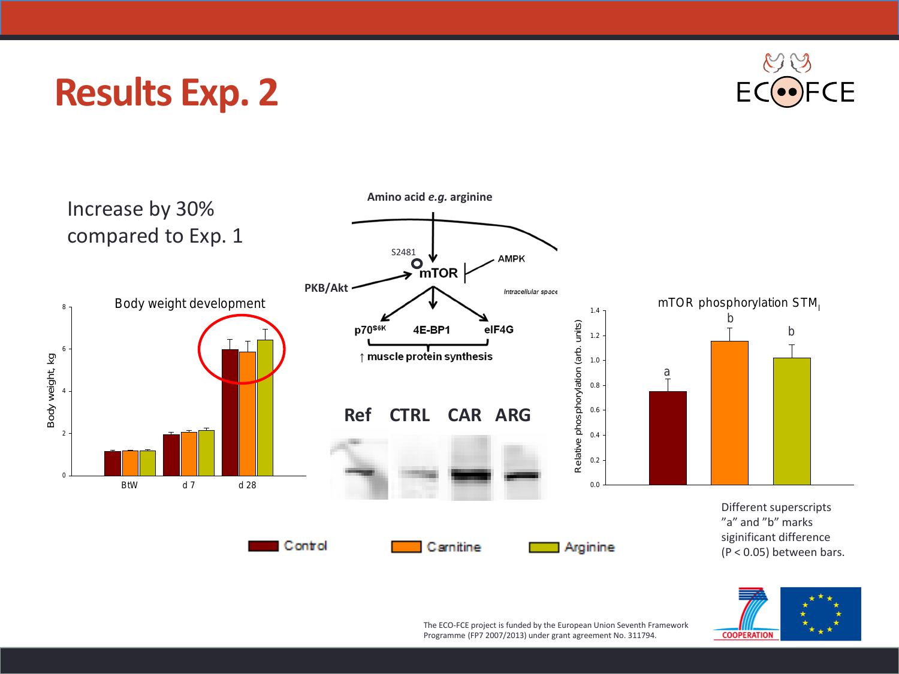# Results Exp. 2

Increase by 30% compared to Exp. 1

Body weight development

Body weight, kg

BtW d 7 d 28

Amino acid *e.g.* arginine

S2481

mTOR

AMPK

PKB/Akt

Intracellular space

p70[S6K] 4E-BP1 eIF4G

↑ muscle protein synthesis

Ref CTRL CAR ARG

mTOR phosphorylation STM[l]

Relative phosphorylation (arb. units)

a b b

Different superscripts "a" and "b" marks siginificant difference ($P < 0.05$) between bars.

Control Carnitine Arginine

The ECO-FCE project is funded by the European Union Seventh Framework Programme (FP7 2007/2013) under grant agreement No. 311794.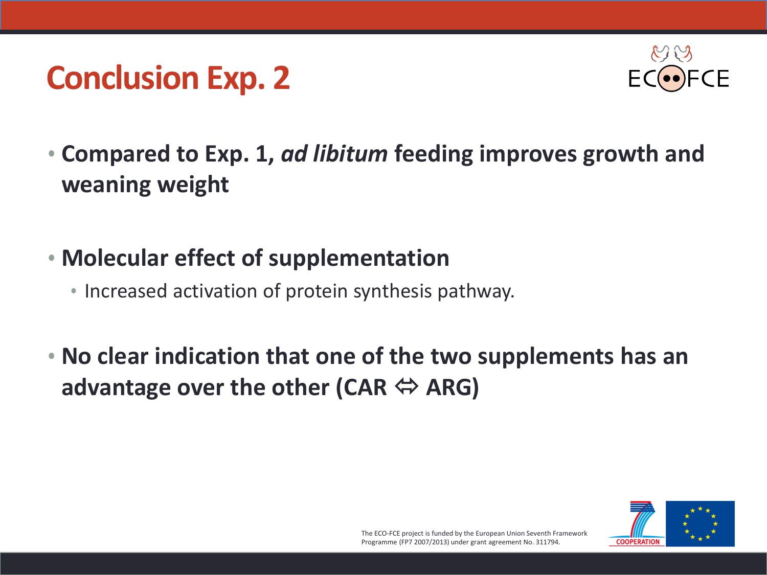# Conclusion Exp. 2

- **Compared to Exp. 1, *ad libitum* feeding improves growth and weaning weight**

- **Molecular effect of supplementation**
  - Increased activation of protein synthesis pathway.

- **No clear indication that one of the two supplements has an advantage over the other (CAR ⇔ ARG)**

The ECO-FCE project is funded by the European Union Seventh Framework Programme (FP7 2007/2013) under grant agreement No. 311794.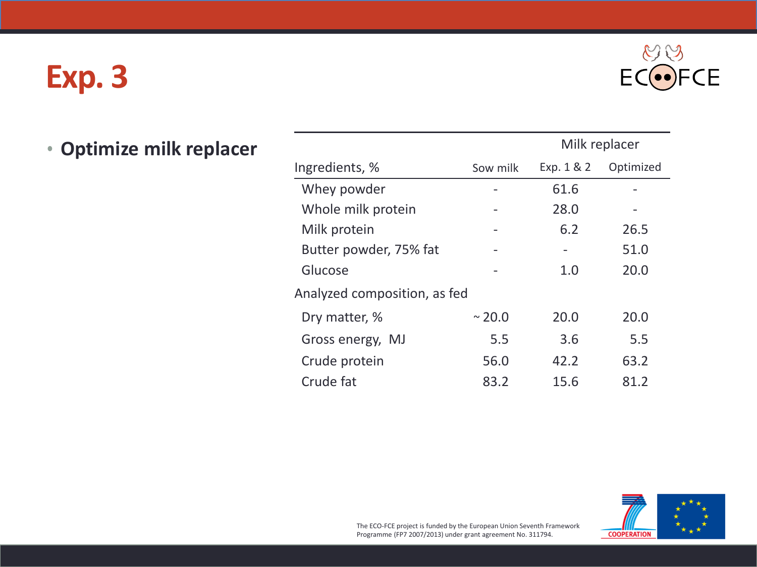# Exp. 3

- **Optimize milk replacer**

| | | Milk replacer | |
|---|---|---|---|
| Ingredients, % | Sow milk | Exp. 1 & 2 | Optimized |
| Whey powder | - | 61.6 | - |
| Whole milk protein | - | 28.0 | - |
| Milk protein | - | 6.2 | 26.5 |
| Butter powder, 75% fat | - | - | 51.0 |
| Glucose | - | 1.0 | 20.0 |
| Analyzed composition, as fed | | | |
| Dry matter, % | ~ 20.0 | 20.0 | 20.0 |
| Gross energy, MJ | 5.5 | 3.6 | 5.5 |
| Crude protein | 56.0 | 42.2 | 63.2 |
| Crude fat | 83.2 | 15.6 | 81.2 |

The ECO-FCE project is funded by the European Union Seventh Framework Programme (FP7 2007/2013) under grant agreement No. 311794.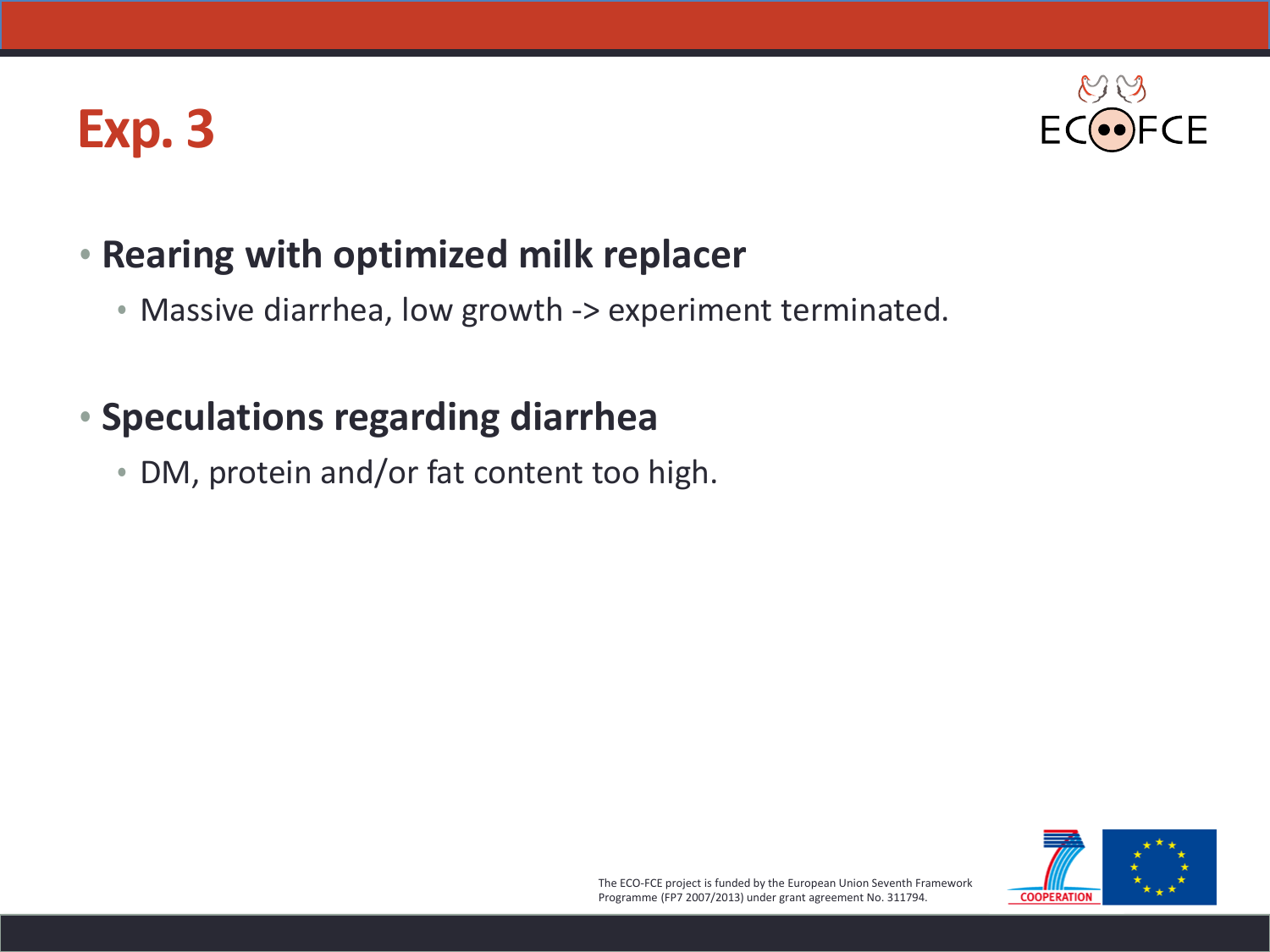# Exp. 3

- **Rearing with optimized milk replacer**
  - Massive diarrhea, low growth -> experiment terminated.

- **Speculations regarding diarrhea**
  - DM, protein and/or fat content too high.

The ECO-FCE project is funded by the European Union Seventh Framework Programme (FP7 2007/2013) under grant agreement No. 311794.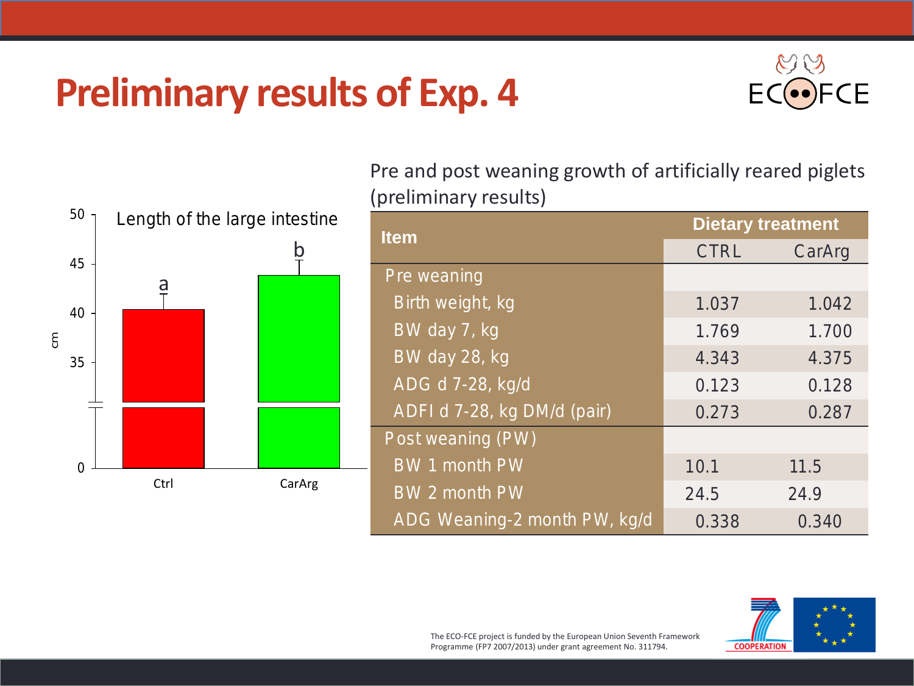# Preliminary results of Exp. 4

**Length of the large intestine**

| | Ctrl | CarArg |
|---|---|---|
| cm | a | b |

Pre and post weaning growth of artificially reared piglets (preliminary results)

| Item | Dietary treatment | |
|---|---|---|
| | CTRL | CarArg |
| Pre weaning | | |
| Birth weight, kg | 1.037 | 1.042 |
| BW day 7, kg | 1.769 | 1.700 |
| BW day 28, kg | 4.343 | 4.375 |
| ADG d 7-28, kg/d | 0.123 | 0.128 |
| ADFI d 7-28, kg DM/d (pair) | 0.273 | 0.287 |
| Post weaning (PW) | | |
| BW 1 month PW | 10.1 | 11.5 |
| BW 2 month PW | 24.5 | 24.9 |
| ADG Weaning-2 month PW, kg/d | 0.338 | 0.340 |

The ECO-FCE project is funded by the European Union Seventh Framework Programme (FP7 2007/2013) under grant agreement No. 311794.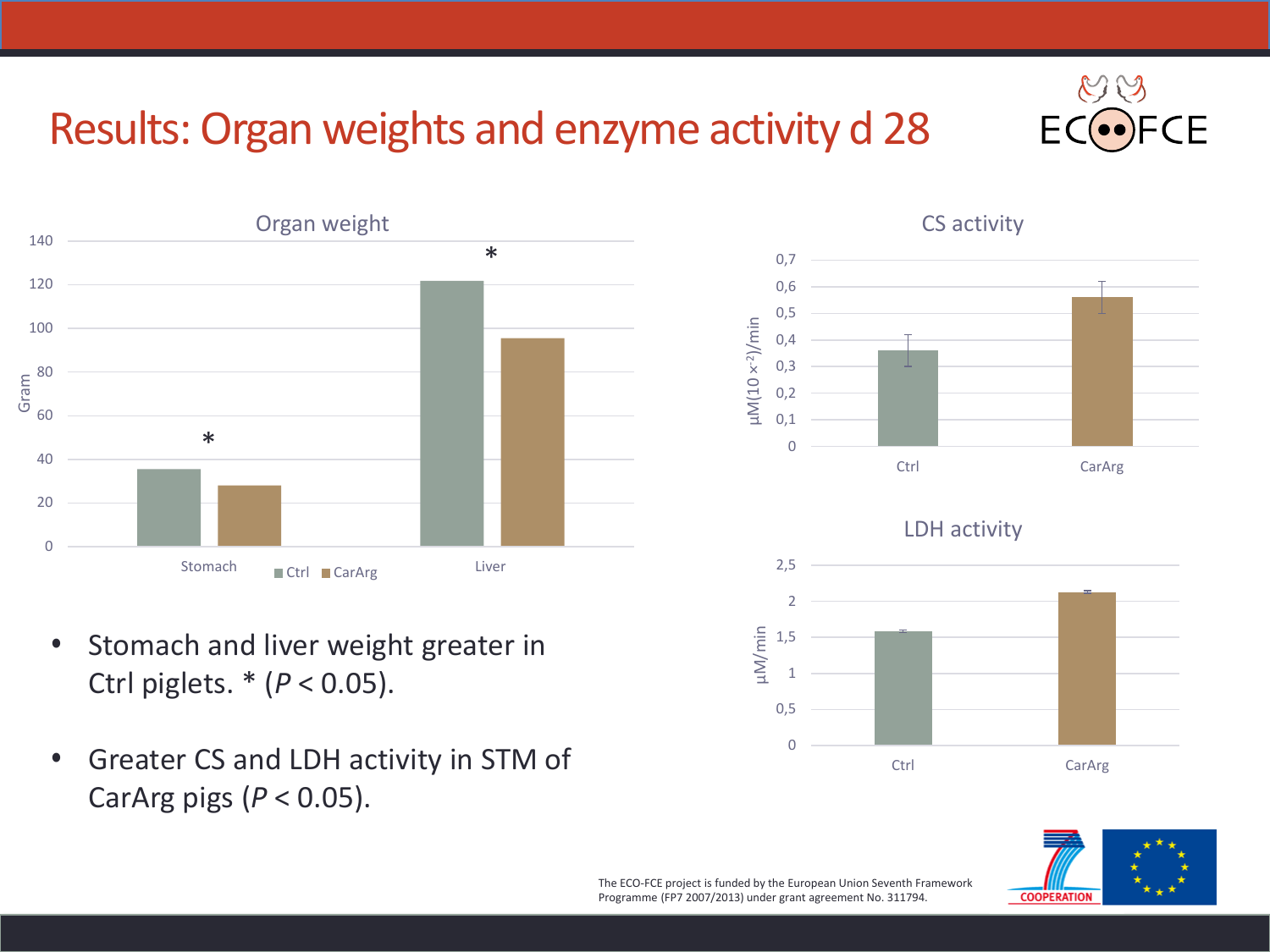# Results: Organ weights and enzyme activity d 28

ECOFCE

Organ weight

Gram

140
120
100
80
60
40
20
0

Stomach

Liver

*

*

Ctrl CarArg

CS activity

μM(10 x⁻²)/min

0,7
0,6
0,5
0,4
0,3
0,2
0,1
0

Ctrl

CarArg

LDH activity

μM/min

2,5
2
1,5
1
0,5
0

Ctrl

CarArg

- Stomach and liver weight greater in Ctrl piglets. * (*P* < 0.05).
- Greater CS and LDH activity in STM of CarArg pigs (*P* < 0.05).

The ECO-FCE project is funded by the European Union Seventh Framework Programme (FP7 2007/2013) under grant agreement No. 311794.

COOPERATION